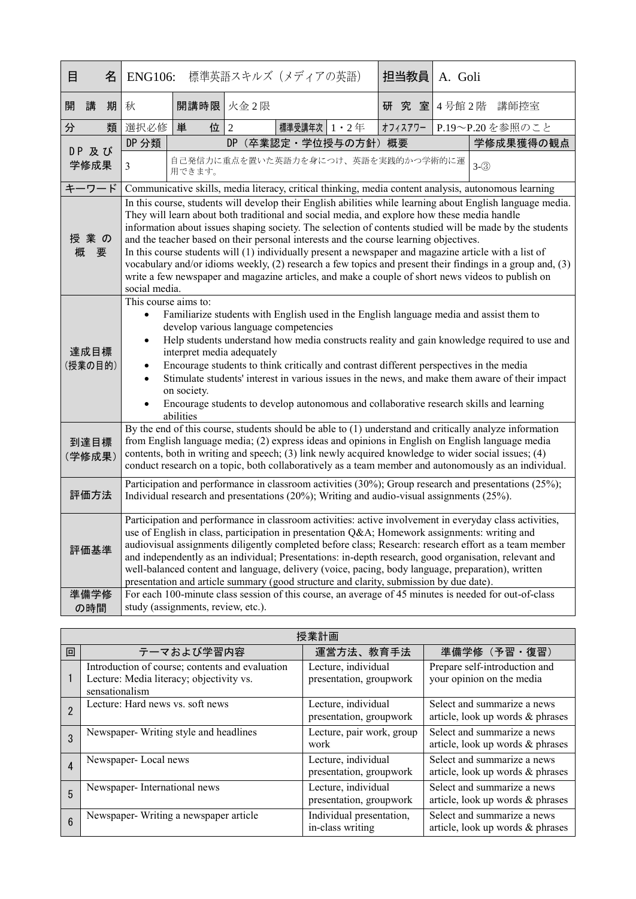| 科目名 | ENG106: 標準英語スキルズ（メディアの英語） | | | | | 担当教員 | A. Goli | |
|---|---|---|---|---|---|---|---|---|
| 開講期 | 秋 | 開講時限 | 火金2限 | | | 研究室 | 4号館2階　講師控室 | |
| 分類 | 選択必修 | 単位 | 2 | 標準受講年次 | 1・2年 | オフィスアワー | P.19～P.20を参照のこと | |
| DP及び学修成果 | DP分類 | DP（卒業認定・学位授与の方針）概要 | | | | | | 学修成果獲得の観点 |
| | 3 | 自己発信力に重点を置いた英語力を身につけ、英語を実践的かつ学術的に運用できます。 | | | | | | 3-③ |
| キーワード | Communicative skills, media literacy, critical thinking, media content analysis, autonomous learning | | | | | | | |
| 授業の概要 | In this course, students will develop their English abilities while learning about English language media. They will learn about both traditional and social media, and explore how these media handle information about issues shaping society. The selection of contents studied will be made by the students and the teacher based on their personal interests and the course learning objectives.<br>In this course students will (1) individually present a newspaper and magazine article with a list of vocabulary and/or idioms weekly, (2) research a few topics and present their findings in a group and, (3) write a few newspaper and magazine articles, and make a couple of short news videos to publish on social media. | | | | | | | |
| 達成目標（授業の目的） | This course aims to:<br>• Familiarize students with English used in the English language media and assist them to develop various language competencies<br>• Help students understand how media constructs reality and gain knowledge required to use and interpret media adequately<br>• Encourage students to think critically and contrast different perspectives in the media<br>• Stimulate students' interest in various issues in the news, and make them aware of their impact on society.<br>• Encourage students to develop autonomous and collaborative research skills and learning abilities | | | | | | | |
| 到達目標（学修成果） | By the end of this course, students should be able to (1) understand and critically analyze information from English language media; (2) express ideas and opinions in English on English language media contents, both in writing and speech; (3) link newly acquired knowledge to wider social issues; (4) conduct research on a topic, both collaboratively as a team member and autonomously as an individual. | | | | | | | |
| 評価方法 | Participation and performance in classroom activities (30%); Group research and presentations (25%); Individual research and presentations (20%); Writing and audio-visual assignments (25%). | | | | | | | |
| 評価基準 | Participation and performance in classroom activities: active involvement in everyday class activities, use of English in class, participation in presentation Q&A; Homework assignments: writing and audiovisual assignments diligently completed before class; Research: research effort as a team member and independently as an individual; Presentations: in-depth research, good organisation, relevant and well-balanced content and language, delivery (voice, pacing, body language, preparation), written presentation and article summary (good structure and clarity, submission by due date). | | | | | | | |
| 準備学修の時間 | For each 100-minute class session of this course, an average of 45 minutes is needed for out-of-class study (assignments, review, etc.). | | | | | | | |

| 授業計画 | | | |
|---|---|---|---|
| 回 | テーマおよび学習内容 | 運営方法、教育手法 | 準備学修（予習・復習） |
| 1 | Introduction of course; contents and evaluation<br>Lecture: Media literacy; objectivity vs. sensationalism | Lecture, individual presentation, groupwork | Prepare self-introduction and your opinion on the media |
| 2 | Lecture: Hard news vs. soft news | Lecture, individual presentation, groupwork | Select and summarize a news article, look up words & phrases |
| 3 | Newspaper- Writing style and headlines | Lecture, pair work, group work | Select and summarize a news article, look up words & phrases |
| 4 | Newspaper- Local news | Lecture, individual presentation, groupwork | Select and summarize a news article, look up words & phrases |
| 5 | Newspaper- International news | Lecture, individual presentation, groupwork | Select and summarize a news article, look up words & phrases |
| 6 | Newspaper- Writing a newspaper article | Individual presentation, in-class writing | Select and summarize a news article, look up words & phrases |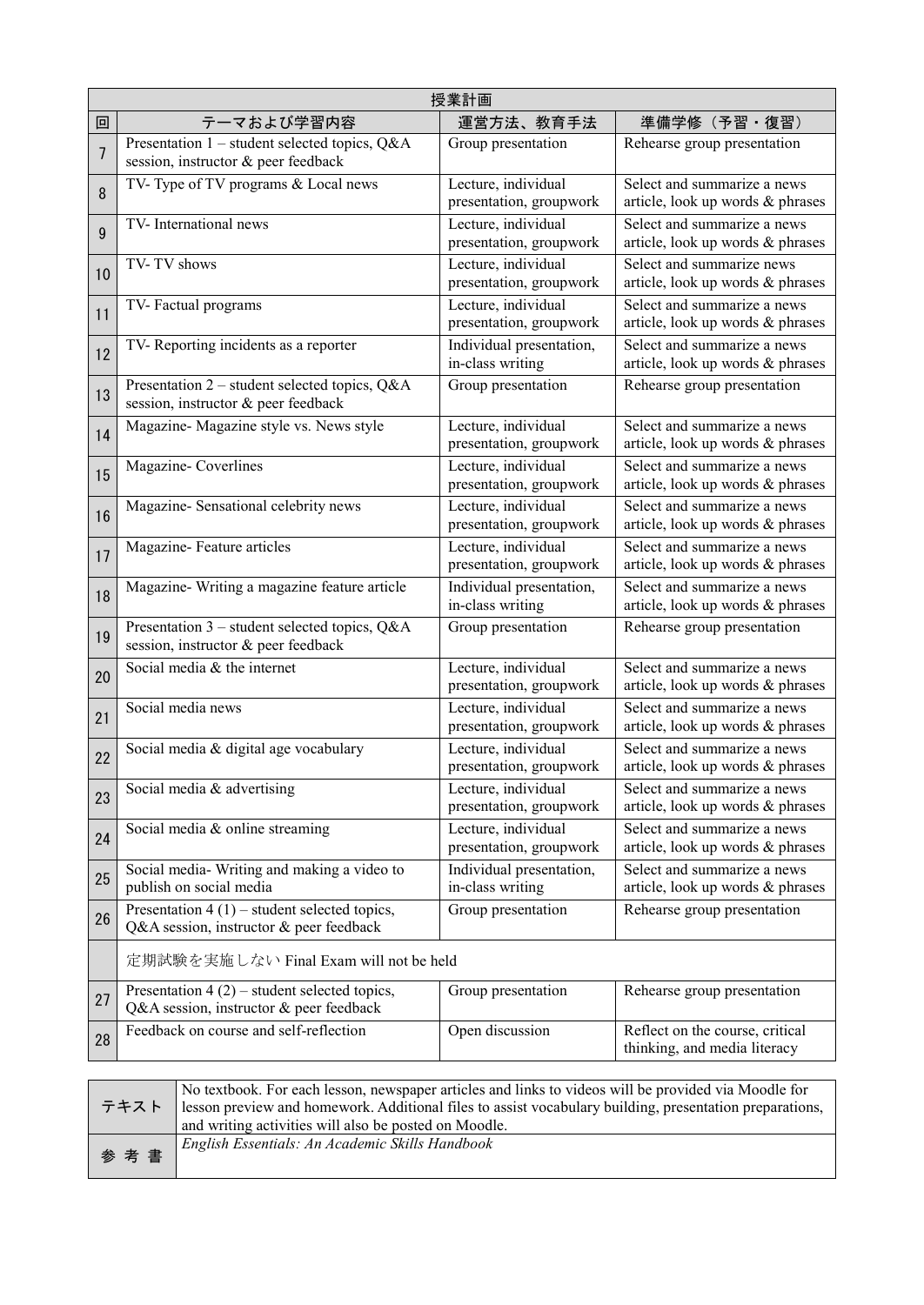| 授業計画 | | | |
|---|---|---|---|
| 回 | テーマおよび学習内容 | 運営方法、教育手法 | 準備学修（予習・復習） |
| 7 | Presentation 1 – student selected topics, Q&A session, instructor & peer feedback | Group presentation | Rehearse group presentation |
| 8 | TV- Type of TV programs & Local news | Lecture, individual presentation, groupwork | Select and summarize a news article, look up words & phrases |
| 9 | TV- International news | Lecture, individual presentation, groupwork | Select and summarize a news article, look up words & phrases |
| 10 | TV- TV shows | Lecture, individual presentation, groupwork | Select and summarize news article, look up words & phrases |
| 11 | TV- Factual programs | Lecture, individual presentation, groupwork | Select and summarize a news article, look up words & phrases |
| 12 | TV- Reporting incidents as a reporter | Individual presentation, in-class writing | Select and summarize a news article, look up words & phrases |
| 13 | Presentation 2 – student selected topics, Q&A session, instructor & peer feedback | Group presentation | Rehearse group presentation |
| 14 | Magazine- Magazine style vs. News style | Lecture, individual presentation, groupwork | Select and summarize a news article, look up words & phrases |
| 15 | Magazine- Coverlines | Lecture, individual presentation, groupwork | Select and summarize a news article, look up words & phrases |
| 16 | Magazine- Sensational celebrity news | Lecture, individual presentation, groupwork | Select and summarize a news article, look up words & phrases |
| 17 | Magazine- Feature articles | Lecture, individual presentation, groupwork | Select and summarize a news article, look up words & phrases |
| 18 | Magazine- Writing a magazine feature article | Individual presentation, in-class writing | Select and summarize a news article, look up words & phrases |
| 19 | Presentation 3 – student selected topics, Q&A session, instructor & peer feedback | Group presentation | Rehearse group presentation |
| 20 | Social media & the internet | Lecture, individual presentation, groupwork | Select and summarize a news article, look up words & phrases |
| 21 | Social media news | Lecture, individual presentation, groupwork | Select and summarize a news article, look up words & phrases |
| 22 | Social media & digital age vocabulary | Lecture, individual presentation, groupwork | Select and summarize a news article, look up words & phrases |
| 23 | Social media & advertising | Lecture, individual presentation, groupwork | Select and summarize a news article, look up words & phrases |
| 24 | Social media & online streaming | Lecture, individual presentation, groupwork | Select and summarize a news article, look up words & phrases |
| 25 | Social media- Writing and making a video to publish on social media | Individual presentation, in-class writing | Select and summarize a news article, look up words & phrases |
| 26 | Presentation 4 (1) – student selected topics, Q&A session, instructor & peer feedback | Group presentation | Rehearse group presentation |
| | 定期試験を実施しない Final Exam will not be held | | |
| 27 | Presentation 4 (2) – student selected topics, Q&A session, instructor & peer feedback | Group presentation | Rehearse group presentation |
| 28 | Feedback on course and self-reflection | Open discussion | Reflect on the course, critical thinking, and media literacy |

| | |
|---|---|
| テキスト | No textbook. For each lesson, newspaper articles and links to videos will be provided via Moodle for lesson preview and homework. Additional files to assist vocabulary building, presentation preparations, and writing activities will also be posted on Moodle. |
| 参考書 | *English Essentials: An Academic Skills Handbook* |